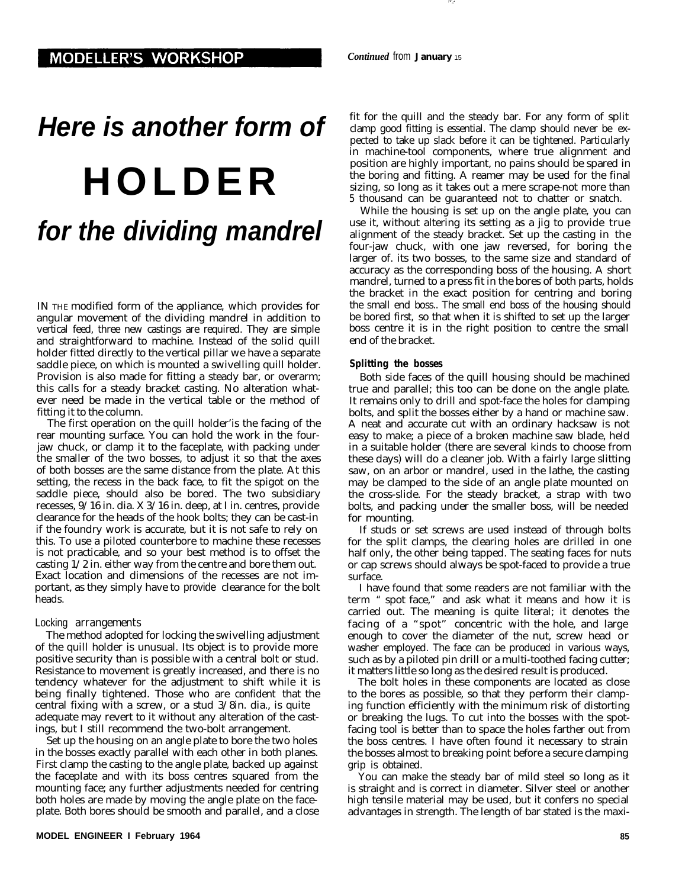MODELLER'S WORKSHOP

*Continued from* **January 15**

# *Here is another form of*

# HOLDER

# *for the dividing mandrel*

IN THE modified form of the appliance, which provides for angular movement of the dividing mandrel in addition to vertical feed, three new castings are required. They are simple and straightforward to machine. Instead of the solid quill holder fitted directly to the vertical pillar we have a separate saddle piece, on which is mounted a swivelling quill holder. Provision is also made for fitting a steady bar, or overarm; this calls for a steady bracket casting. No alteration whatever need be made in the vertical table or the method of fitting it to the column.

The first operation on the quill holder is the facing of the rear mounting surface. You can hold the work in the four-jaw chuck, or clamp it to the faceplate, with packing under the smaller of the two bosses, to adjust it so that the axes of both bosses are the same distance from the plate. At this setting, the recess in the back face, to fit the spigot on the saddle piece, should also be bored. The two subsidiary recesses, 9/16 in. dia. X 3/16 in. deep, at I in. centres, provide clearance for the heads of the hook bolts; they can be cast-in if the foundry work is accurate, but it is not safe to rely on this. To use a piloted counterbore to machine these recesses is not practicable, and so your best method is to offset the casting 1/2 in. either way from the centre and bore them out. Exact location and dimensions of the recesses are not important, as they simply have to provide clearance for the bolt heads.

### Locking arrangements

The method adopted for locking the swivelling adjustment of the quill holder is unusual. Its object is to provide more positive security than is possible with a central bolt or stud. Resistance to movement is greatly increased, and there is no tendency whatever for the adjustment to shift while it is being finally tightened. Those who are confident that the central fixing with a screw, or a stud 3/8in. dia., is quite adequate may revert to it without any alteration of the castings, but I still recommend the two-bolt arrangement.

Set up the housing on an angle plate to bore the two holes in the bosses exactly parallel with each other in both planes. First clamp the casting to the angle plate, backed up against the faceplate and with its boss centres squared from the mounting face; any further adjustments needed for centring both holes are made by moving the angle plate on the faceplate. Both bores should be smooth and parallel, and a close fit for the quill and the steady bar. For any form of split clamp good fitting is essential. The clamp should never be expected to take up slack before it can be tightened. Particularly in machine-tool components, where true alignment and position are highly important, no pains should be spared in the boring and fitting. A reamer may be used for the final sizing, so long as it takes out a mere scrape-not more than 5 thousand can be guaranteed not to chatter or snatch.

While the housing is set up on the angle plate, you can use it, without altering its setting as a jig to provide true alignment of the steady bracket. Set up the casting in the four-jaw chuck, with one jaw reversed, for boring the larger of. its two bosses, to the same size and standard of accuracy as the corresponding boss of the housing. A short mandrel, turned to a press fit in the bores of both parts, holds the bracket in the exact position for centring and boring the small end boss.. The small end boss of the housing should be bored first, so that when it is shifted to set up the larger boss centre it is in the right position to centre the small end of the bracket.

### Splitting the bosses

Both side faces of the quill housing should be machined true and parallel; this too can be done on the angle plate. It remains only to drill and spot-face the holes for clamping bolts, and split the bosses either by a hand or machine saw. A neat and accurate cut with an ordinary hacksaw is not easy to make; a piece of a broken machine saw blade, held in a suitable holder (there are several kinds to choose from these days) will do a cleaner job. With a fairly large slitting saw, on an arbor or mandrel, used in the lathe, the casting may be clamped to the side of an angle plate mounted on the cross-slide. For the steady bracket, a strap with two bolts, and packing under the smaller boss, will be needed for mounting.

If studs or set screws are used instead of through bolts for the split clamps, the clearing holes are drilled in one half only, the other being tapped. The seating faces for nuts or cap screws should always be spot-faced to provide a true surface.

I have found that some readers are not familiar with the term "spot face," and ask what it means and how it is carried out. The meaning is quite literal; it denotes the facing of a "spot" concentric with the hole, and large enough to cover the diameter of the nut, screw head or washer employed. The face can be produced in various ways, such as by a piloted pin drill or a multi-toothed facing cutter; it matters little so long as the desired result is produced.

The bolt holes in these components are located as close to the bores as possible, so that they perform their clamping function efficiently with the minimum risk of distorting or breaking the lugs. To cut into the bosses with the spot-facing tool is better than to space the holes farther out from the boss centres. I have often found it necessary to strain the bosses almost to breaking point before a secure clamping grip is obtained.

You can make the steady bar of mild steel so long as it is straight and is correct in diameter. Silver steel or another high tensile material may be used, but it confers no special advantages in strength. The length of bar stated is the maxi-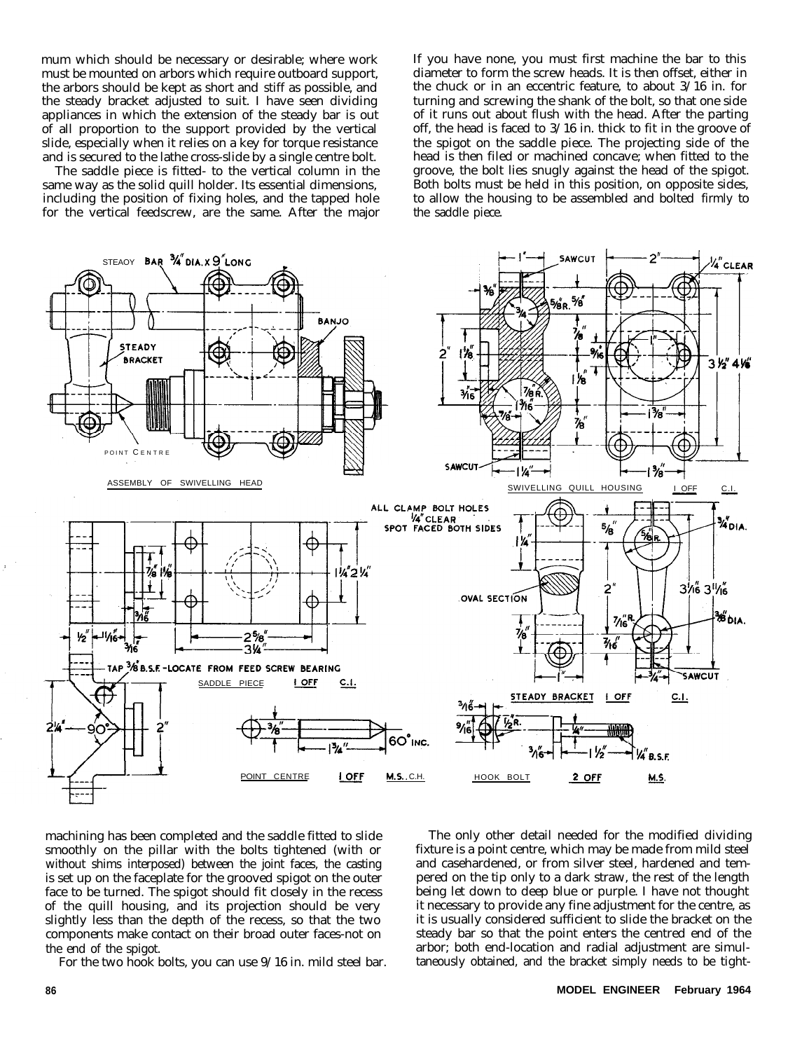mum which should be necessary or desirable; where work must be mounted on arbors which require outboard support, the arbors should be kept as short and stiff as possible, and the steady bracket adjusted to suit. I have seen dividing appliances in which the extension of the steady bar is out of all proportion to the support provided by the vertical slide, especially when it relies on a key for torque resistance and is secured to the lathe cross-slide by a single centre bolt.

The saddle piece is fitted to the vertical column in the same way as the solid quill holder. Its essential dimensions, including the position of fixing holes, and the tapped hole for the vertical feedscrew, are the same. After the major machining has been completed and the saddle fitted to slide smoothly on the pillar with the bolts tightened (with or without shims interposed) between the joint faces, the casting is set up on the faceplate for the grooved spigot on the outer face to be turned. The spigot should fit closely in the recess of the quill housing, and its projection should be very slightly less than the depth of the recess, so that the two components make contact on their broad outer faces-not on the end of the spigot.

For the two hook bolts, you can use 9/16 in. mild steel bar. If you have none, you must first machine the bar to this diameter to form the screw heads. It is then offset, either in the chuck or in an eccentric feature, to about 3/16 in. for turning and screwing the shank of the bolt, so that one side of it runs out about flush with the head. After the parting off, the head is faced to 3/16 in. thick to fit in the groove of the spigot on the saddle piece. The projecting side of the head is then filed or machined concave; when fitted to the groove, the bolt lies snugly against the head of the spigot. Both bolts must be held in this position, on opposite sides, to allow the housing to be assembled and bolted firmly to the saddle piece.

ASSEMBLY OF SWIVELLING HEAD

SWIVELLING QUILL HOUSING 1 OFF C.I.

SADDLE PIECE 1 OFF C.I.

STEADY BRACKET 1 OFF C.I.

POINT CENTRE 1 OFF M.S. C.H.

HOOK BOLT 2 OFF M.S.

The only other detail needed for the modified dividing fixture is a point centre, which may be made from mild steel and casehardened, or from silver steel, hardened and tempered on the tip only to a dark straw, the rest of the length being let down to deep blue or purple. I have not thought it necessary to provide any fine adjustment for the centre, as it is usually considered sufficient to slide the bracket on the steady bar so that the point enters the centred end of the arbor; both end-location and radial adjustment are simultaneously obtained, and the bracket simply needs to be tight-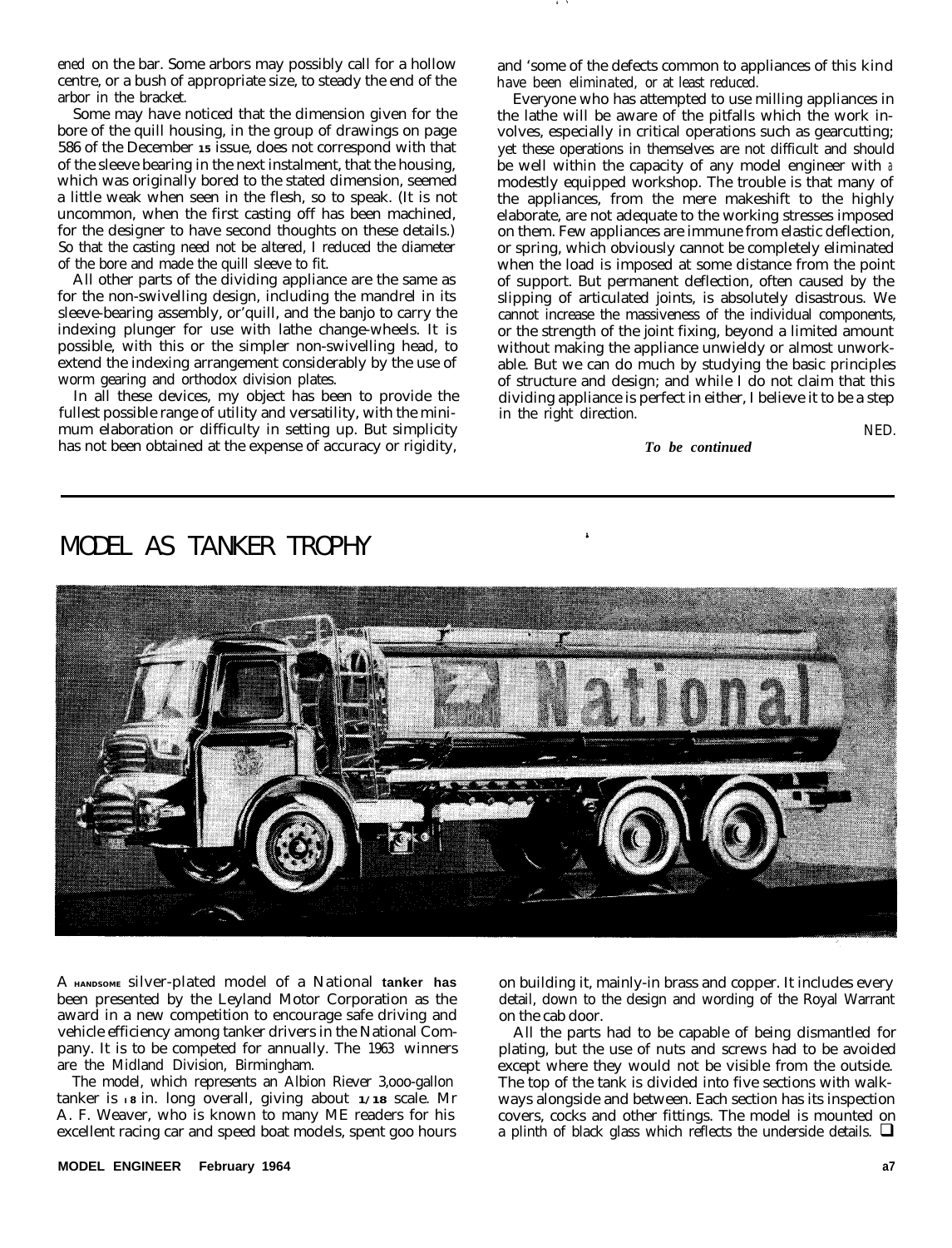ened on the bar. Some arbors may possibly call for a hollow centre, or a bush of appropriate size, to steady the end of the arbor in the bracket.

Some may have noticed that the dimension given for the bore of the quill housing, in the group of drawings on page 586 of the December 15 issue, does not correspond with that of the sleeve bearing in the next instalment, that the housing, which was originally bored to the stated dimension, seemed a little weak when seen in the flesh, so to speak. (It is not uncommon, when the first casting off has been machined, for the designer to have second thoughts on these details.) So that the casting need not be altered, I reduced the diameter of the bore and made the quill sleeve to fit.

All other parts of the dividing appliance are the same as for the non-swivelling design, including the mandrel in its sleeve-bearing assembly, or quill, and the banjo to carry the indexing plunger for use with lathe change-wheels. It is possible, with this or the simpler non-swivelling head, to extend the indexing arrangement considerably by the use of worm gearing and orthodox division plates.

In all these devices, my object has been to provide the fullest possible range of utility and versatility, with the minimum elaboration or difficulty in setting up. But simplicity has not been obtained at the expense of accuracy or rigidity, and 'some of the defects common to appliances of this kind have been eliminated, or at least reduced.

Everyone who has attempted to use milling appliances in the lathe will be aware of the pitfalls which the work involves, especially in critical operations such as gearcutting; yet these operations in themselves are not difficult and should be well within the capacity of any model engineer with a modestly equipped workshop. The trouble is that many of the appliances, from the mere makeshift to the highly elaborate, are not adequate to the working stresses imposed on them. Few appliances are immune from elastic deflection, or spring, which obviously cannot be completely eliminated when the load is imposed at some distance from the point of support. But permanent deflection, often caused by the slipping of articulated joints, is absolutely disastrous. We cannot increase the massiveness of the individual components, or the strength of the joint fixing, beyond a limited amount without making the appliance unwieldy or almost unworkable. But we can do much by studying the basic principles of structure and design; and while I do not claim that this dividing appliance is perfect in either, I believe it to be a step in the right direction.

NED.

***To be continued***

# MODEL AS TANKER TROPHY

A HANDSOME silver-plated model of a National **tanker has** been presented by the Leyland Motor Corporation as the award in a new competition to encourage safe driving and vehicle efficiency among tanker drivers in the National Company. It is to be competed for annually. The 1963 winners are the Midland Division, Birmingham.

The model, which represents an Albion Riever 3,000-gallon tanker is 18 in. long overall, giving about 1/18 scale. Mr A. F. Weaver, who is known to many ME readers for his excellent racing car and speed boat models, spent 900 hours on building it, mainly-in brass and copper. It includes every detail, down to the design and wording of the Royal Warrant on the cab door.

All the parts had to be capable of being dismantled for plating, but the use of nuts and screws had to be avoided except where they would not be visible from the outside. The top of the tank is divided into five sections with walkways alongside and between. Each section has its inspection covers, cocks and other fittings. The model is mounted on a plinth of black glass which reflects the underside details. ❑